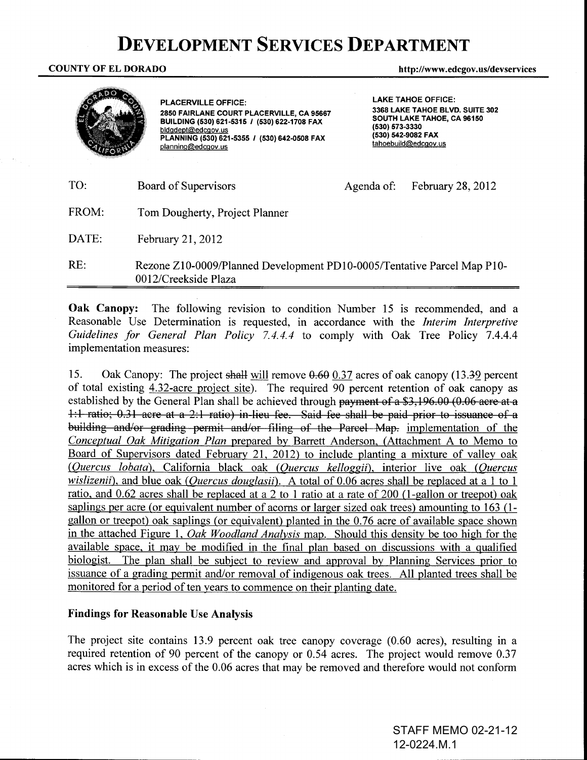# DEVELOPMENT SERVICES DEPARTMENT

**COUNTY OF EL DORADO** http://www.edcgov.us/devservices

**PLACERVILLE OFFICE:**
**2850 FAIRLANE COURT PLACERVILLE, CA 95667**
**BUILDING (530) 621-5315 / (530) 622-1708 FAX**
bldgdept@edcgov.us
**PLANNING (530) 621-5355 / (530) 642-0508 FAX**
planning@edcgov.us

**LAKE TAHOE OFFICE:**
**3368 LAKE TAHOE BLVD. SUITE 302**
**SOUTH LAKE TAHOE, CA 96150**
**(530) 573-3330**
**(530) 542-9082 FAX**
tahoebuild@edcgov.us

TO: Board of Supervisors Agenda of: February 28, 2012

FROM: Tom Dougherty, Project Planner

DATE: February 21, 2012

RE: Rezone Z10-0009/Planned Development PD10-0005/Tentative Parcel Map P10-0012/Creekside Plaza

---

**Oak Canopy:** The following revision to condition Number 15 is recommended, and a Reasonable Use Determination is requested, in accordance with the *Interim Interpretive Guidelines for General Plan Policy 7.4.4.4* to comply with Oak Tree Policy 7.4.4.4 implementation measures:

15. Oak Canopy: The project ~~shall~~ <u>will</u> remove ~~0.60~~ <u>0.37</u> acres of oak canopy (13.~~3~~<u>9</u> percent of total existing <u>4.32-acre project site</u>). The required 90 percent retention of oak canopy as established by the General Plan shall be achieved through ~~payment of a $3,196.00 (0.06 acre at a 1:1 ratio; 0.31 acre at a 2:1 ratio) in-lieu fee. Said fee shall be paid prior to issuance of a building and/or grading permit and/or filing of the Parcel Map.~~ <u>implementation of the *Conceptual Oak Mitigation Plan* prepared by Barrett Anderson, (Attachment A to Memo to Board of Supervisors dated February 21, 2012) to include planting a mixture of valley oak (*Quercus lobata*), California black oak (*Quercus kelloggii*), interior live oak (*Quercus wislizenii*), and blue oak (*Quercus douglasii*). A total of 0.06 acres shall be replaced at a 1 to 1 ratio, and 0.62 acres shall be replaced at a 2 to 1 ratio at a rate of 200 (1-gallon or treepot) oak saplings per acre (or equivalent number of acorns or larger sized oak trees) amounting to 163 (1-gallon or treepot) oak saplings (or equivalent) planted in the 0.76 acre of available space shown in the attached Figure 1, *Oak Woodland Analysis* map. Should this density be too high for the available space, it may be modified in the final plan based on discussions with a qualified biologist. The plan shall be subject to review and approval by Planning Services prior to issuance of a grading permit and/or removal of indigenous oak trees. All planted trees shall be monitored for a period of ten years to commence on their planting date.</u>

**Findings for Reasonable Use Analysis**

The project site contains 13.9 percent oak tree canopy coverage (0.60 acres), resulting in a required retention of 90 percent of the canopy or 0.54 acres. The project would remove 0.37 acres which is in excess of the 0.06 acres that may be removed and therefore would not conform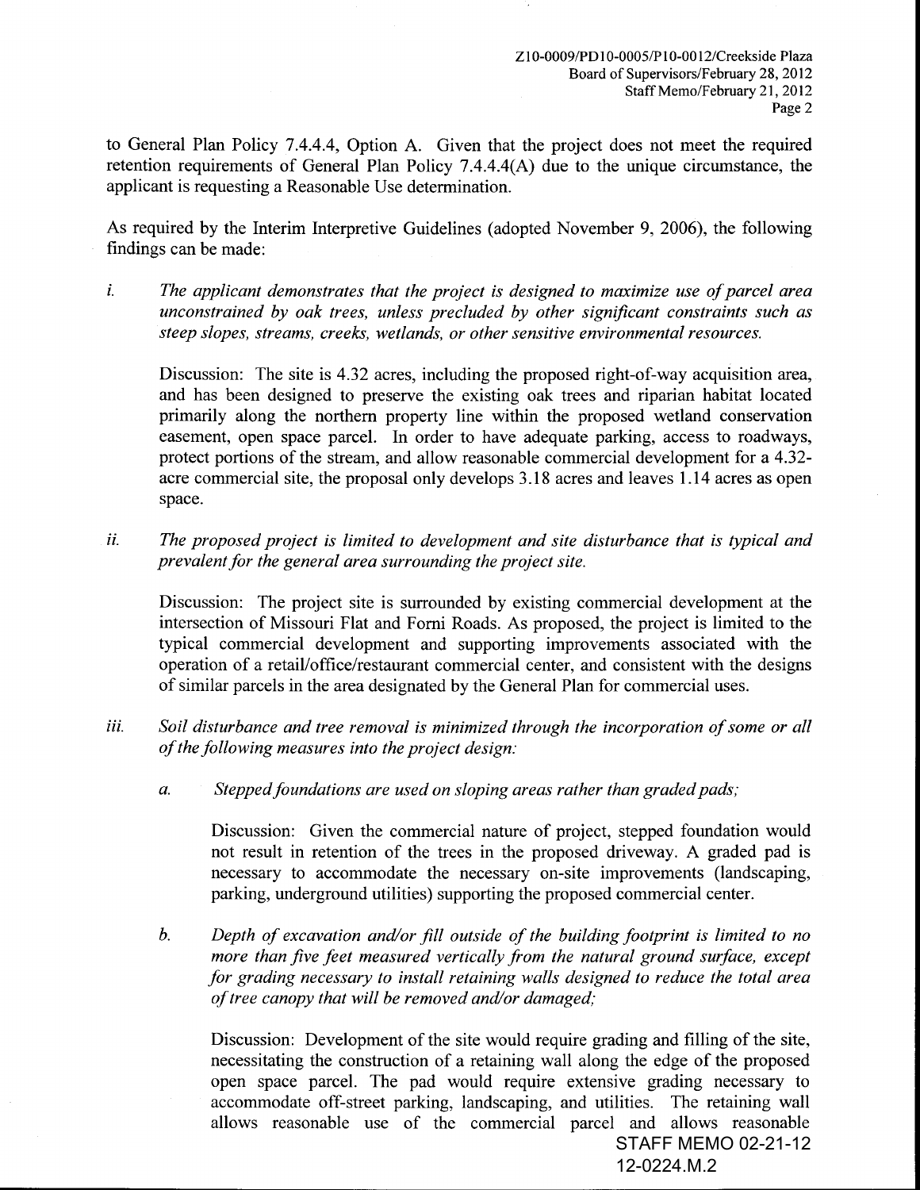to General Plan Policy 7.4.4.4, Option A. Given that the project does not meet the required retention requirements of General Plan Policy 7.4.4.4(A) due to the unique circumstance, the applicant is requesting a Reasonable Use determination.

As required by the Interim Interpretive Guidelines (adopted November 9, 2006), the following findings can be made:

i. *The applicant demonstrates that the project is designed to maximize use of parcel area unconstrained by oak trees, unless precluded by other significant constraints such as steep slopes, streams, creeks, wetlands, or other sensitive environmental resources.*

   Discussion: The site is 4.32 acres, including the proposed right-of-way acquisition area, and has been designed to preserve the existing oak trees and riparian habitat located primarily along the northern property line within the proposed wetland conservation easement, open space parcel. In order to have adequate parking, access to roadways, protect portions of the stream, and allow reasonable commercial development for a 4.32-acre commercial site, the proposal only develops 3.18 acres and leaves 1.14 acres as open space.

ii. *The proposed project is limited to development and site disturbance that is typical and prevalent for the general area surrounding the project site.*

   Discussion: The project site is surrounded by existing commercial development at the intersection of Missouri Flat and Forni Roads. As proposed, the project is limited to the typical commercial development and supporting improvements associated with the operation of a retail/office/restaurant commercial center, and consistent with the designs of similar parcels in the area designated by the General Plan for commercial uses.

iii. *Soil disturbance and tree removal is minimized through the incorporation of some or all of the following measures into the project design:*

   a. *Stepped foundations are used on sloping areas rather than graded pads;*

      Discussion: Given the commercial nature of project, stepped foundation would not result in retention of the trees in the proposed driveway. A graded pad is necessary to accommodate the necessary on-site improvements (landscaping, parking, underground utilities) supporting the proposed commercial center.

   b. *Depth of excavation and/or fill outside of the building footprint is limited to no more than five feet measured vertically from the natural ground surface, except for grading necessary to install retaining walls designed to reduce the total area of tree canopy that will be removed and/or damaged;*

      Discussion: Development of the site would require grading and filling of the site, necessitating the construction of a retaining wall along the edge of the proposed open space parcel. The pad would require extensive grading necessary to accommodate off-street parking, landscaping, and utilities. The retaining wall allows reasonable use of the commercial parcel and allows reasonable

STAFF MEMO 02-21-12

12-0224.M.2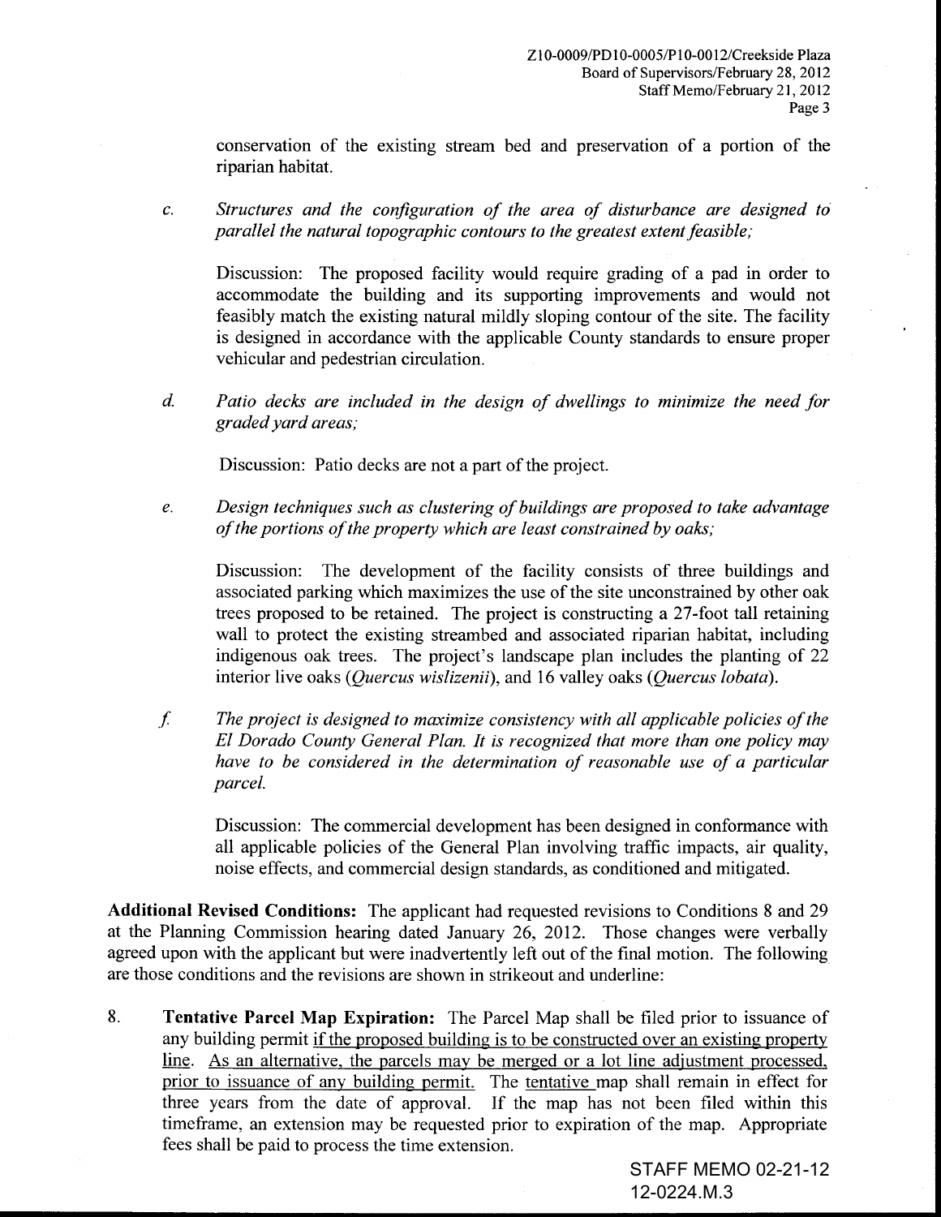conservation of the existing stream bed and preservation of a portion of the riparian habitat.

c. *Structures and the configuration of the area of disturbance are designed to parallel the natural topographic contours to the greatest extent feasible;*

Discussion: The proposed facility would require grading of a pad in order to accommodate the building and its supporting improvements and would not feasibly match the existing natural mildly sloping contour of the site. The facility is designed in accordance with the applicable County standards to ensure proper vehicular and pedestrian circulation.

d. *Patio decks are included in the design of dwellings to minimize the need for graded yard areas;*

Discussion: Patio decks are not a part of the project.

e. *Design techniques such as clustering of buildings are proposed to take advantage of the portions of the property which are least constrained by oaks;*

Discussion: The development of the facility consists of three buildings and associated parking which maximizes the use of the site unconstrained by other oak trees proposed to be retained. The project is constructing a 27-foot tall retaining wall to protect the existing streambed and associated riparian habitat, including indigenous oak trees. The project's landscape plan includes the planting of 22 interior live oaks (*Quercus wislizenii*), and 16 valley oaks (*Quercus lobata*).

f. *The project is designed to maximize consistency with all applicable policies of the El Dorado County General Plan. It is recognized that more than one policy may have to be considered in the determination of reasonable use of a particular parcel.*

Discussion: The commercial development has been designed in conformance with all applicable policies of the General Plan involving traffic impacts, air quality, noise effects, and commercial design standards, as conditioned and mitigated.

**Additional Revised Conditions:** The applicant had requested revisions to Conditions 8 and 29 at the Planning Commission hearing dated January 26, 2012. Those changes were verbally agreed upon with the applicant but were inadvertently left out of the final motion. The following are those conditions and the revisions are shown in strikeout and underline:

8. **Tentative Parcel Map Expiration:** The Parcel Map shall be filed prior to issuance of any building permit <u>if the proposed building is to be constructed over an existing property line</u>. <u>As an alternative, the parcels may be merged or a lot line adjustment processed, prior to issuance of any building permit.</u> The <u>tentative</u> map shall remain in effect for three years from the date of approval. If the map has not been filed within this timeframe, an extension may be requested prior to expiration of the map. Appropriate fees shall be paid to process the time extension.

STAFF MEMO 02-21-12
12-0224.M.3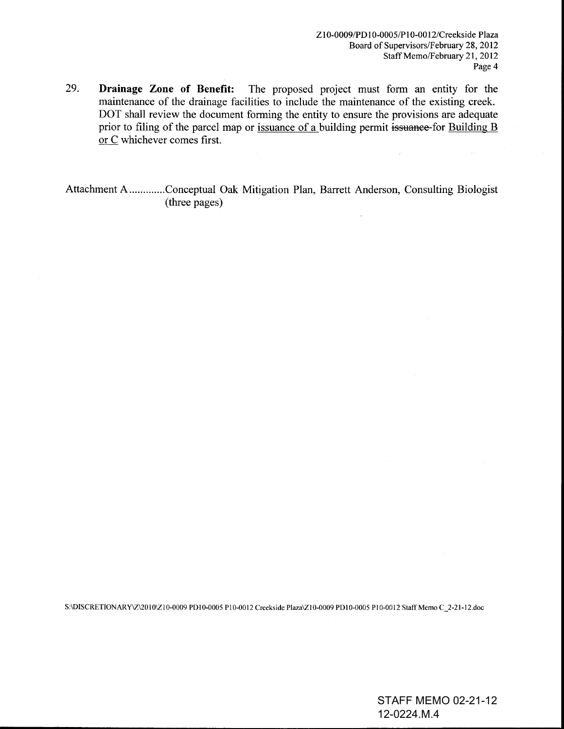29. **Drainage Zone of Benefit:** The proposed project must form an entity for the maintenance of the drainage facilities to include the maintenance of the existing creek. DOT shall review the document forming the entity to ensure the provisions are adequate prior to filing of the parcel map or <u>issuance of a</u> building permit ~~issuance~~ for <u>Building B or C</u> whichever comes first.

Attachment A ............Conceptual Oak Mitigation Plan, Barrett Anderson, Consulting Biologist (three pages)

S:\DISCRETIONARY\Z\2010\Z10-0009 PD10-0005 P10-0012 Creekside Plaza\Z10-0009 PD10-0005 P10-0012 Staff Memo C_2-21-12.doc

STAFF MEMO 02-21-12
12-0224.M.4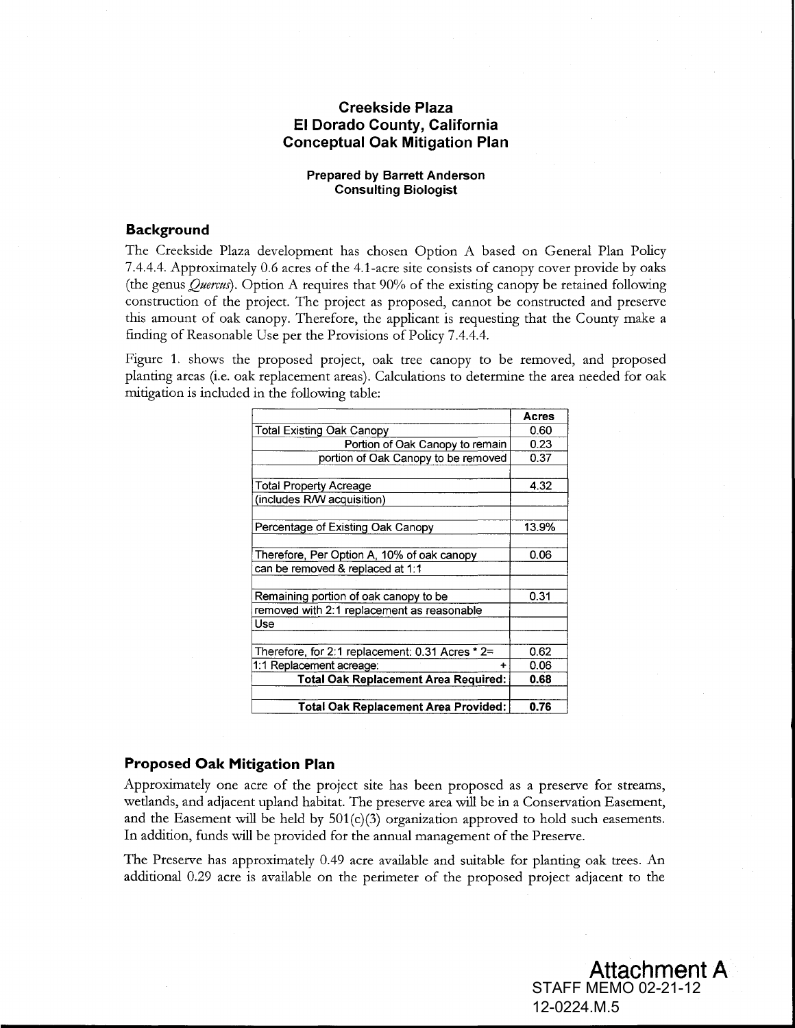# Creekside Plaza
# El Dorado County, California
# Conceptual Oak Mitigation Plan

**Prepared by Barrett Anderson**
**Consulting Biologist**

## Background

The Creekside Plaza development has chosen Option A based on General Plan Policy 7.4.4.4. Approximately 0.6 acres of the 4.1-acre site consists of canopy cover provide by oaks (the genus *Quercus*). Option A requires that 90% of the existing canopy be retained following construction of the project. The project as proposed, cannot be constructed and preserve this amount of oak canopy. Therefore, the applicant is requesting that the County make a finding of Reasonable Use per the Provisions of Policy 7.4.4.4.

Figure 1. shows the proposed project, oak tree canopy to be removed, and proposed planting areas (i.e. oak replacement areas). Calculations to determine the area needed for oak mitigation is included in the following table:

| | Acres |
|---|---|
| Total Existing Oak Canopy | 0.60 |
| Portion of Oak Canopy to remain | 0.23 |
| portion of Oak Canopy to be removed | 0.37 |
| | |
| Total Property Acreage | 4.32 |
| (includes R/W acquisition) | |
| | |
| Percentage of Existing Oak Canopy | 13.9% |
| | |
| Therefore, Per Option A, 10% of oak canopy | 0.06 |
| can be removed & replaced at 1:1 | |
| | |
| Remaining portion of oak canopy to be | 0.31 |
| removed with 2:1 replacement as reasonable | |
| Use | |
| | |
| Therefore, for 2:1 replacement: 0.31 Acres * 2= | 0.62 |
| 1:1 Replacement acreage: + | 0.06 |
| **Total Oak Replacement Area Required:** | **0.68** |
| | |
| **Total Oak Replacement Area Provided:** | **0.76** |

## Proposed Oak Mitigation Plan

Approximately one acre of the project site has been proposed as a preserve for streams, wetlands, and adjacent upland habitat. The preserve area will be in a Conservation Easement, and the Easement will be held by 501(c)(3) organization approved to hold such easements. In addition, funds will be provided for the annual management of the Preserve.

The Preserve has approximately 0.49 acre available and suitable for planting oak trees. An additional 0.29 acre is available on the perimeter of the proposed project adjacent to the

**Attachment A**
STAFF MEMO 02-21-12
12-0224.M.5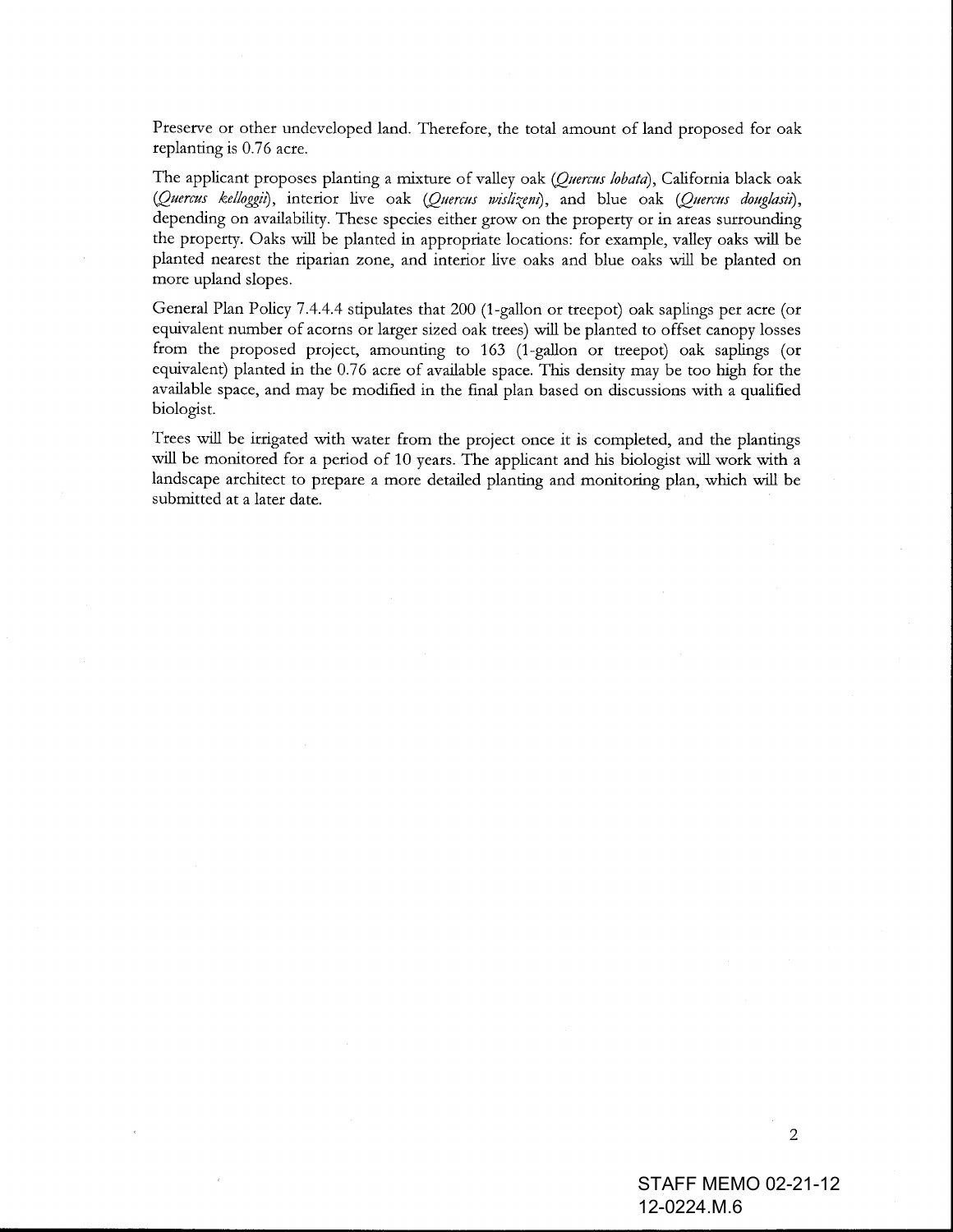Preserve or other undeveloped land. Therefore, the total amount of land proposed for oak replanting is 0.76 acre.

The applicant proposes planting a mixture of valley oak (*Quercus lobata*), California black oak (*Quercus kelloggii*), interior live oak (*Quercus wislizeni*), and blue oak (*Quercus douglasii*), depending on availability. These species either grow on the property or in areas surrounding the property. Oaks will be planted in appropriate locations: for example, valley oaks will be planted nearest the riparian zone, and interior live oaks and blue oaks will be planted on more upland slopes.

General Plan Policy 7.4.4.4 stipulates that 200 (1-gallon or treepot) oak saplings per acre (or equivalent number of acorns or larger sized oak trees) will be planted to offset canopy losses from the proposed project, amounting to 163 (1-gallon or treepot) oak saplings (or equivalent) planted in the 0.76 acre of available space. This density may be too high for the available space, and may be modified in the final plan based on discussions with a qualified biologist.

Trees will be irrigated with water from the project once it is completed, and the plantings will be monitored for a period of 10 years. The applicant and his biologist will work with a landscape architect to prepare a more detailed planting and monitoring plan, which will be submitted at a later date.

STAFF MEMO 02-21-12
12-0224.M.6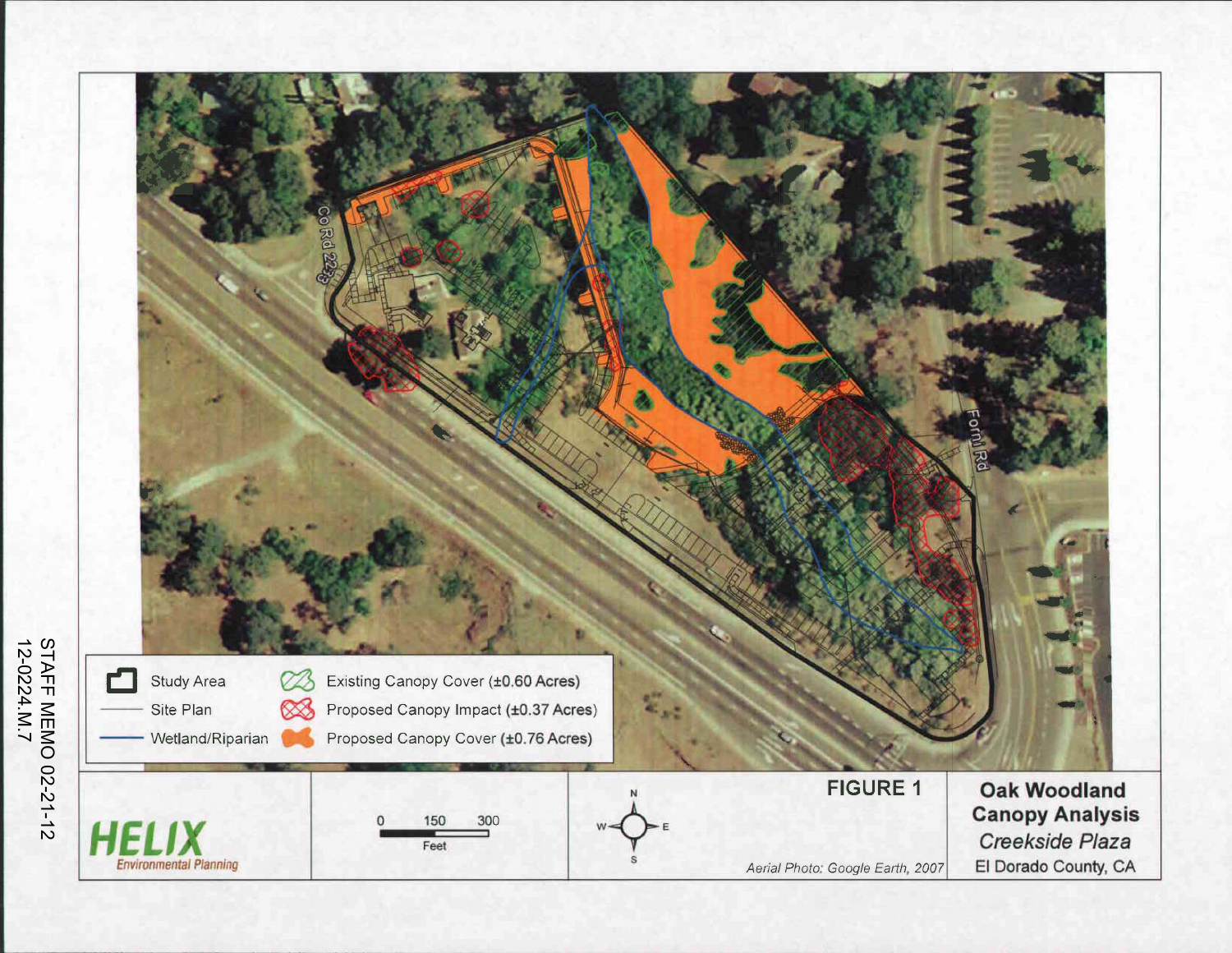Co Rd 2233

Forni Rd

Study Area

Site Plan

Wetland/Riparian

Existing Canopy Cover (±0.60 Acres)

Proposed Canopy Impact (±0.37 Acres)

Proposed Canopy Cover (±0.76 Acres)

HELIX
Environmental Planning

0 150 300
Feet

N
W E
S

FIGURE 1

Aerial Photo: Google Earth, 2007

**Oak Woodland Canopy Analysis**

*Creekside Plaza*

El Dorado County, CA

STAFF MEMO 02-21-12
12-0224.M.7